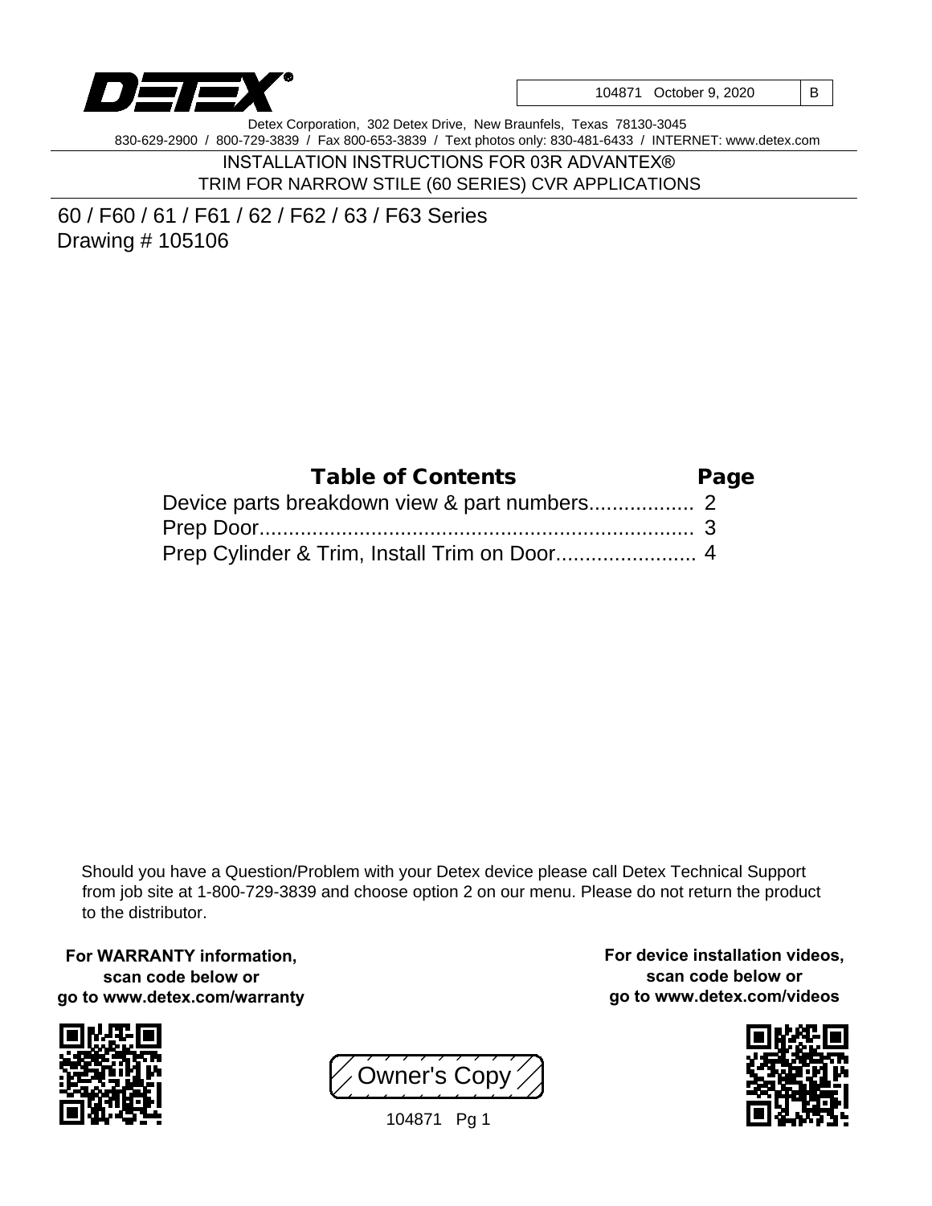DETEX®

| 104871 October 9, 2020 | B |
|---|---|

Detex Corporation, 302 Detex Drive, New Braunfels, Texas 78130-3045
830-629-2900 / 800-729-3839 / Fax 800-653-3839 / Text photos only: 830-481-6433 / INTERNET: www.detex.com

# INSTALLATION INSTRUCTIONS FOR 03R ADVANTEX® TRIM FOR NARROW STILE (60 SERIES) CVR APPLICATIONS

60 / F60 / 61 / F61 / 62 / F62 / 63 / F63 Series
Drawing # 105106

## Table of Contents

| Table of Contents | Page |
|---|---|
| Device parts breakdown view & part numbers | 2 |
| Prep Door | 3 |
| Prep Cylinder & Trim, Install Trim on Door | 4 |

Should you have a Question/Problem with your Detex device please call Detex Technical Support from job site at 1-800-729-3839 and choose option 2 on our menu. Please do not return the product to the distributor.

**For WARRANTY information, scan code below or go to www.detex.com/warranty**

**For device installation videos, scan code below or go to www.detex.com/videos**

Owner's Copy

104871 Pg 1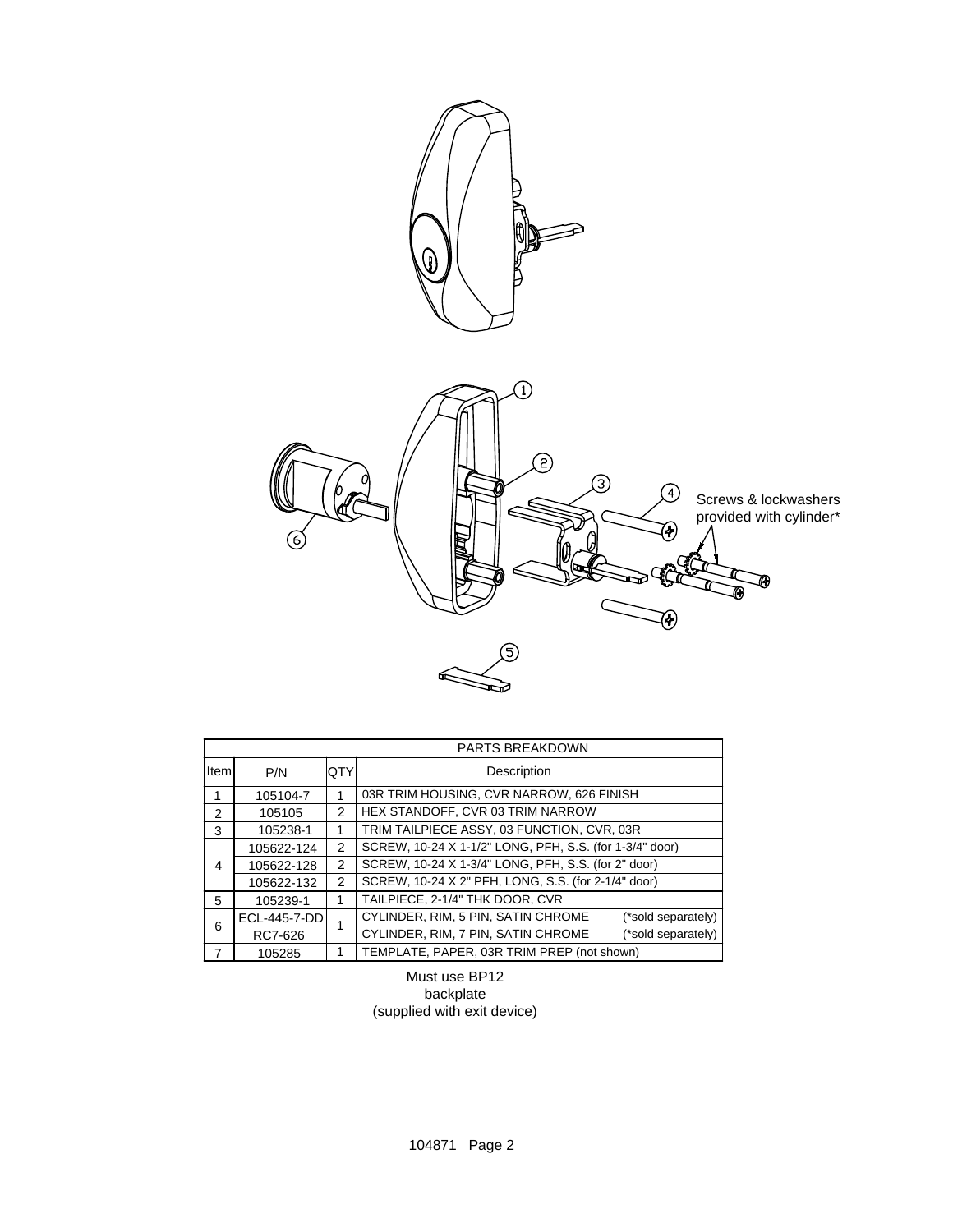Screws & lockwashers provided with cylinder*

| PARTS BREAKDOWN | | | |
|---|---|---|---|
| Item | P/N | QTY | Description |
| 1 | 105104-7 | 1 | 03R TRIM HOUSING, CVR NARROW, 626 FINISH |
| 2 | 105105 | 2 | HEX STANDOFF, CVR 03 TRIM NARROW |
| 3 | 105238-1 | 1 | TRIM TAILPIECE ASSY, 03 FUNCTION, CVR, 03R |
| 4 | 105622-124 | 2 | SCREW, 10-24 X 1-1/2" LONG, PFH, S.S. (for 1-3/4" door) |
| | 105622-128 | 2 | SCREW, 10-24 X 1-3/4" LONG, PFH, S.S. (for 2" door) |
| | 105622-132 | 2 | SCREW, 10-24 X 2" PFH, LONG, S.S. (for 2-1/4" door) |
| 5 | 105239-1 | 1 | TAILPIECE, 2-1/4" THK DOOR, CVR |
| 6 | ECL-445-7-DD | 1 | CYLINDER, RIM, 5 PIN, SATIN CHROME (*sold separately) |
| | RC7-626 | | CYLINDER, RIM, 7 PIN, SATIN CHROME (*sold separately) |
| 7 | 105285 | 1 | TEMPLATE, PAPER, 03R TRIM PREP (not shown) |

Must use BP12 backplate (supplied with exit device)

104871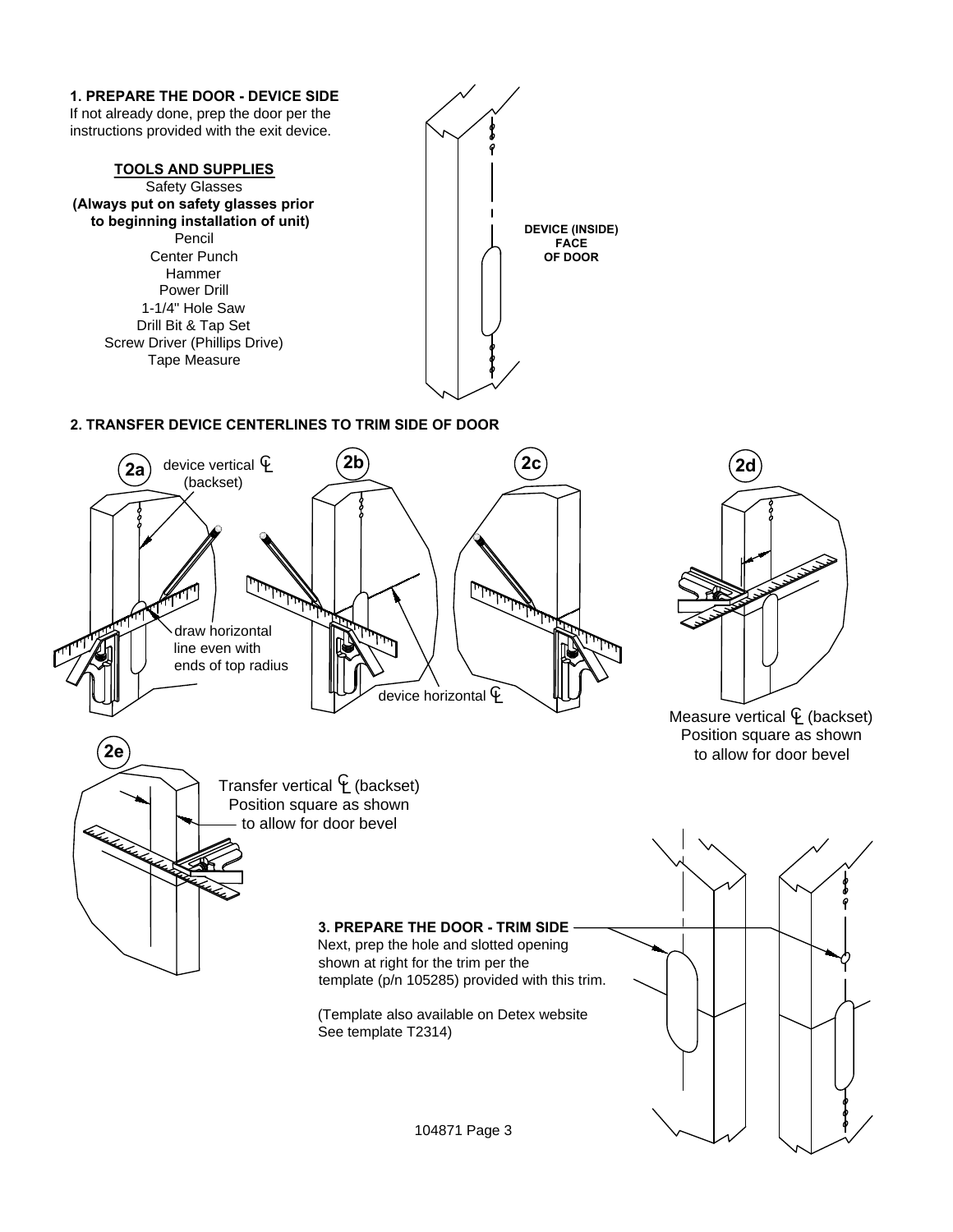## 1. PREPARE THE DOOR - DEVICE SIDE

If not already done, prep the door per the instructions provided with the exit device.

**TOOLS AND SUPPLIES**

Safety Glasses
**(Always put on safety glasses prior to beginning installation of unit)**
Pencil
Center Punch
Hammer
Power Drill
1-1/4" Hole Saw
Drill Bit & Tap Set
Screw Driver (Phillips Drive)
Tape Measure

DEVICE (INSIDE) FACE OF DOOR

## 2. TRANSFER DEVICE CENTERLINES TO TRIM SIDE OF DOOR

**2a** device vertical ℄ (backset)

draw horizontal line even with ends of top radius

**2b**

**2c**

device horizontal ℄

**2d**

Measure vertical ℄ (backset)
Position square as shown to allow for door bevel

**2e**

Transfer vertical ℄ (backset)
Position square as shown to allow for door bevel

## 3. PREPARE THE DOOR - TRIM SIDE

Next, prep the hole and slotted opening shown at right for the trim per the template (p/n 105285) provided with this trim.

(Template also available on Detex website See template T2314)

104871 Page 3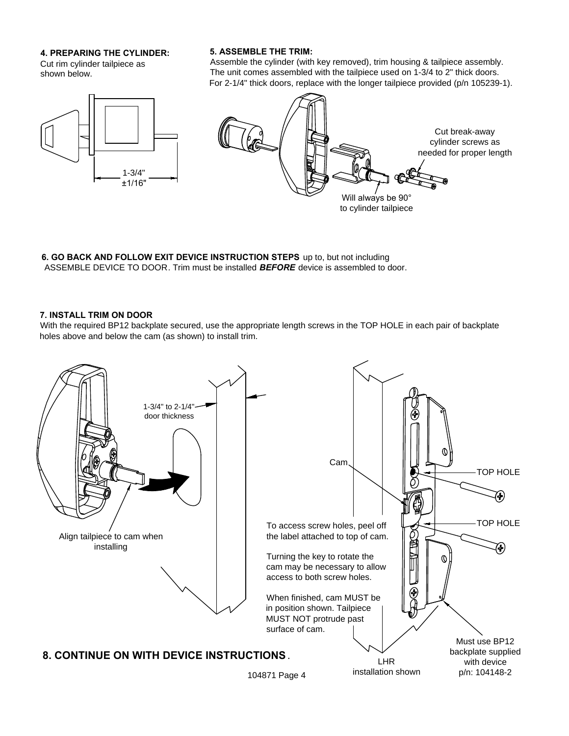## 4. PREPARING THE CYLINDER:

Cut rim cylinder tailpiece as shown below.

1-3/4" ±1/16"

## 5. ASSEMBLE THE TRIM:

Assemble the cylinder (with key removed), trim housing & tailpiece assembly. The unit comes assembled with the tailpiece used on 1-3/4 to 2" thick doors. For 2-1/4" thick doors, replace with the longer tailpiece provided (p/n 105239-1).

Cut break-away cylinder screws as needed for proper length

Will always be 90° to cylinder tailpiece

## 6. GO BACK AND FOLLOW EXIT DEVICE INSTRUCTION STEPS

up to, but not including ASSEMBLE DEVICE TO DOOR. Trim must be installed ***BEFORE*** device is assembled to door.

## 7. INSTALL TRIM ON DOOR

With the required BP12 backplate secured, use the appropriate length screws in the TOP HOLE in each pair of backplate holes above and below the cam (as shown) to install trim.

1-3/4" to 2-1/4" door thickness

Align tailpiece to cam when installing

Cam

TOP HOLE

TOP HOLE

To access screw holes, peel off the label attached to top of cam.

Turning the key to rotate the cam may be necessary to allow access to both screw holes.

When finished, cam MUST be in position shown. Tailpiece MUST NOT protrude past surface of cam.

LHR installation shown

Must use BP12 backplate supplied with device p/n: 104148-2

## 8. CONTINUE ON WITH DEVICE INSTRUCTIONS.

104871 Page 4